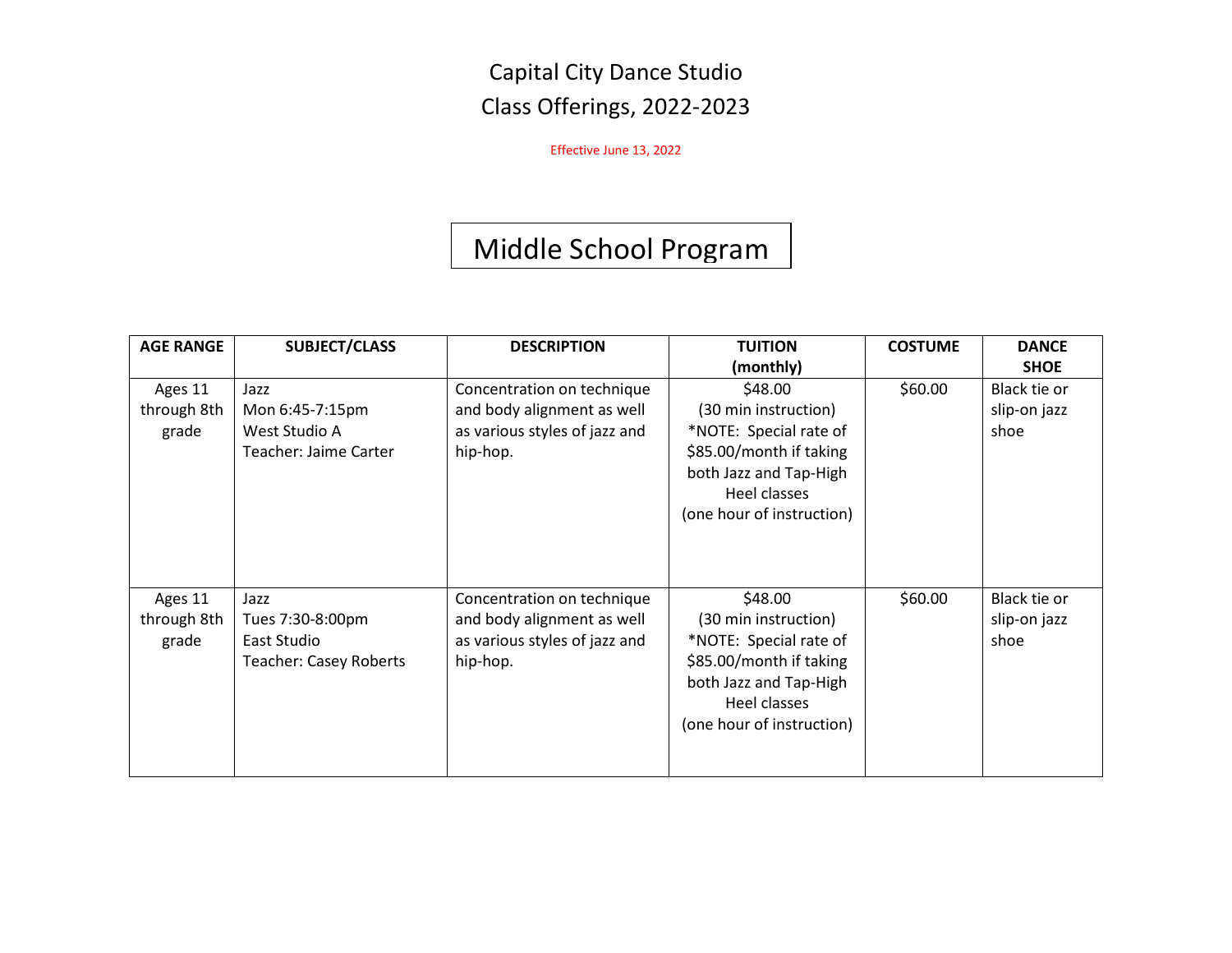# Capital City Dance Studio

## Class Offerings, 2022-2023

Effective June 13, 2022

## Middle School Program

| AGE RANGE | SUBJECT/CLASS | DESCRIPTION | TUITION (monthly) | COSTUME | DANCE SHOE |
|---|---|---|---|---|---|
| Ages 11 through 8th grade | Jazz<br>Mon 6:45-7:15pm<br>West Studio A<br>Teacher: Jaime Carter | Concentration on technique and body alignment as well as various styles of jazz and hip-hop. | $48.00<br>(30 min instruction)<br>*NOTE: Special rate of $85.00/month if taking both Jazz and Tap-High Heel classes<br>(one hour of instruction) | $60.00 | Black tie or slip-on jazz shoe |
| Ages 11 through 8th grade | Jazz<br>Tues 7:30-8:00pm<br>East Studio<br>Teacher: Casey Roberts | Concentration on technique and body alignment as well as various styles of jazz and hip-hop. | $48.00<br>(30 min instruction)<br>*NOTE: Special rate of $85.00/month if taking both Jazz and Tap-High Heel classes<br>(one hour of instruction) | $60.00 | Black tie or slip-on jazz shoe |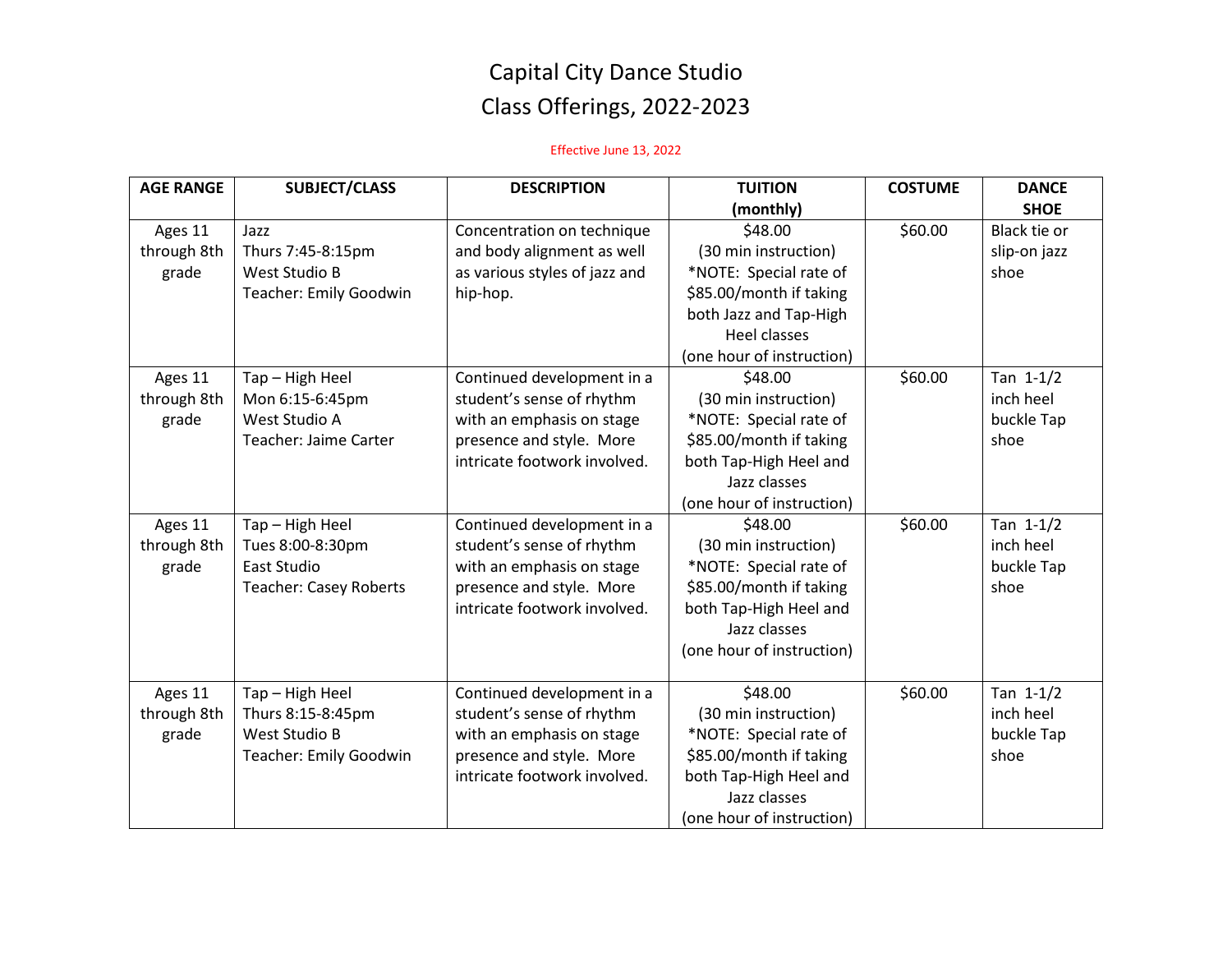# Capital City Dance Studio
## Class Offerings, 2022-2023

Effective June 13, 2022

| AGE RANGE | SUBJECT/CLASS | DESCRIPTION | TUITION (monthly) | COSTUME | DANCE SHOE |
|---|---|---|---|---|---|
| Ages 11 through 8th grade | Jazz<br>Thurs 7:45-8:15pm<br>West Studio B<br>Teacher: Emily Goodwin | Concentration on technique and body alignment as well as various styles of jazz and hip-hop. | $48.00<br>(30 min instruction)<br>*NOTE: Special rate of $85.00/month if taking both Jazz and Tap-High Heel classes<br>(one hour of instruction) | $60.00 | Black tie or slip-on jazz shoe |
| Ages 11 through 8th grade | Tap – High Heel<br>Mon 6:15-6:45pm<br>West Studio A<br>Teacher: Jaime Carter | Continued development in a student's sense of rhythm with an emphasis on stage presence and style. More intricate footwork involved. | $48.00<br>(30 min instruction)<br>*NOTE: Special rate of $85.00/month if taking both Tap-High Heel and Jazz classes<br>(one hour of instruction) | $60.00 | Tan 1-1/2 inch heel buckle Tap shoe |
| Ages 11 through 8th grade | Tap – High Heel<br>Tues 8:00-8:30pm<br>East Studio<br>Teacher: Casey Roberts | Continued development in a student's sense of rhythm with an emphasis on stage presence and style. More intricate footwork involved. | $48.00<br>(30 min instruction)<br>*NOTE: Special rate of $85.00/month if taking both Tap-High Heel and Jazz classes<br>(one hour of instruction) | $60.00 | Tan 1-1/2 inch heel buckle Tap shoe |
| Ages 11 through 8th grade | Tap – High Heel<br>Thurs 8:15-8:45pm<br>West Studio B<br>Teacher: Emily Goodwin | Continued development in a student's sense of rhythm with an emphasis on stage presence and style. More intricate footwork involved. | $48.00<br>(30 min instruction)<br>*NOTE: Special rate of $85.00/month if taking both Tap-High Heel and Jazz classes<br>(one hour of instruction) | $60.00 | Tan 1-1/2 inch heel buckle Tap shoe |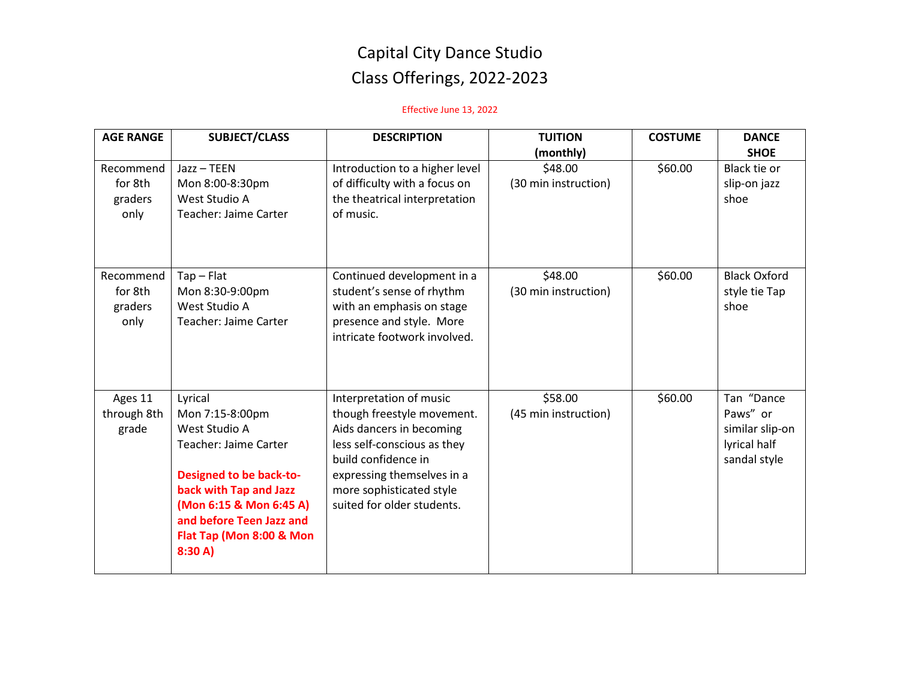# Capital City Dance Studio

## Class Offerings, 2022-2023

Effective June 13, 2022

| AGE RANGE | SUBJECT/CLASS | DESCRIPTION | TUITION (monthly) | COSTUME | DANCE SHOE |
|---|---|---|---|---|---|
| Recommend for 8th graders only | Jazz – TEEN<br>Mon 8:00-8:30pm<br>West Studio A<br>Teacher: Jaime Carter | Introduction to a higher level of difficulty with a focus on the theatrical interpretation of music. | $48.00<br>(30 min instruction) | $60.00 | Black tie or slip-on jazz shoe |
| Recommend for 8th graders only | Tap – Flat<br>Mon 8:30-9:00pm<br>West Studio A<br>Teacher: Jaime Carter | Continued development in a student's sense of rhythm with an emphasis on stage presence and style. More intricate footwork involved. | $48.00<br>(30 min instruction) | $60.00 | Black Oxford style tie Tap shoe |
| Ages 11 through 8th grade | Lyrical<br>Mon 7:15-8:00pm<br>West Studio A<br>Teacher: Jaime Carter<br><br>**Designed to be back-to-back with Tap and Jazz (Mon 6:15 & Mon 6:45 A) and before Teen Jazz and Flat Tap (Mon 8:00 & Mon 8:30 A)** | Interpretation of music though freestyle movement. Aids dancers in becoming less self-conscious as they build confidence in expressing themselves in a more sophisticated style suited for older students. | $58.00<br>(45 min instruction) | $60.00 | Tan "Dance Paws" or similar slip-on lyrical half sandal style |